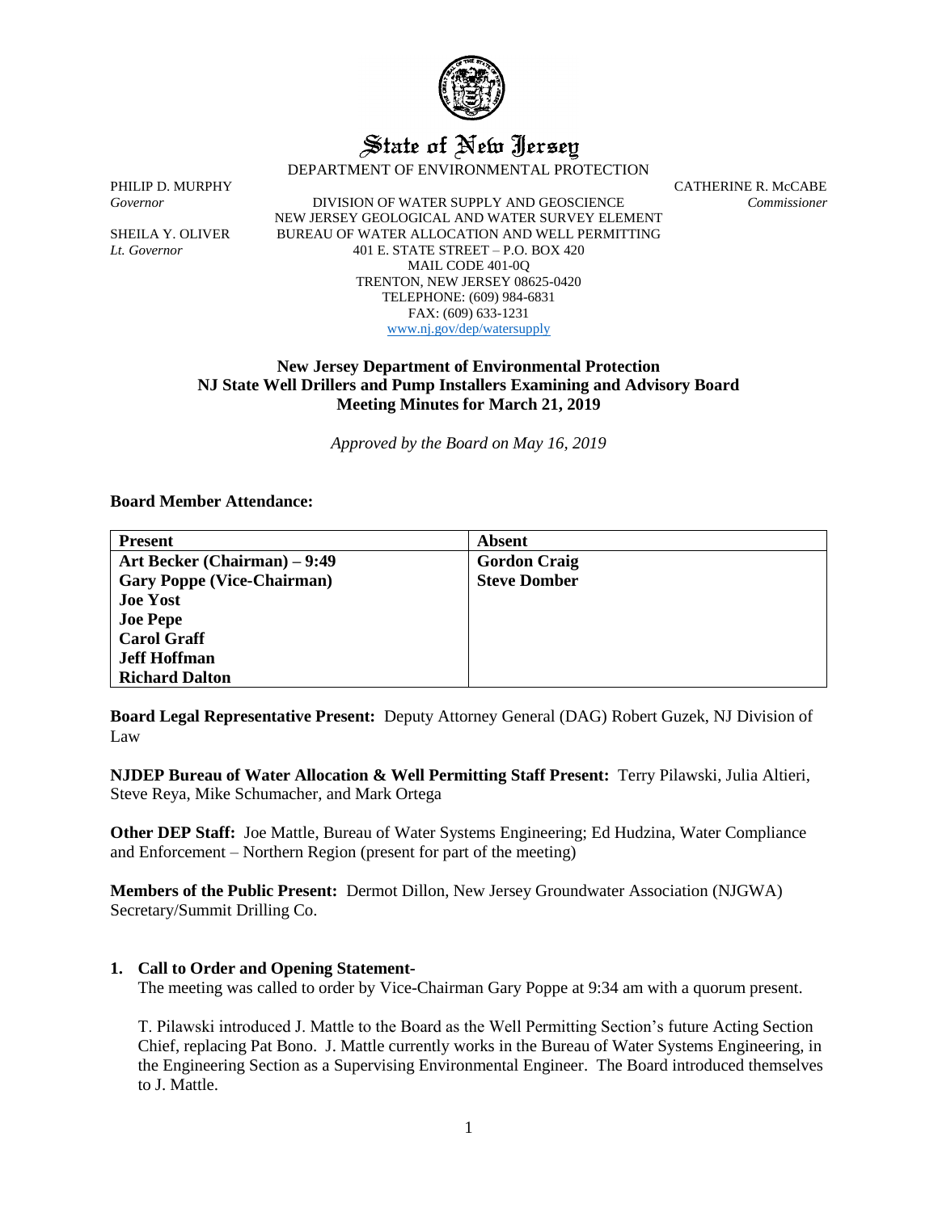# State of New Jersey

DEPARTMENT OF ENVIRONMENTAL PROTECTION

PHILIP D. MURPHY
*Governor*

SHEILA Y. OLIVER
*Lt. Governor*

DIVISION OF WATER SUPPLY AND GEOSCIENCE
NEW JERSEY GEOLOGICAL AND WATER SURVEY ELEMENT
BUREAU OF WATER ALLOCATION AND WELL PERMITTING
401 E. STATE STREET – P.O. BOX 420
MAIL CODE 401-0Q
TRENTON, NEW JERSEY 08625-0420
TELEPHONE: (609) 984-6831
FAX: (609) 633-1231
www.nj.gov/dep/watersupply

CATHERINE R. McCABE
*Commissioner*

## New Jersey Department of Environmental Protection
## NJ State Well Drillers and Pump Installers Examining and Advisory Board
## Meeting Minutes for March 21, 2019

*Approved by the Board on May 16, 2019*

**Board Member Attendance:**

| **Present** | **Absent** |
|---|---|
| **Art Becker (Chairman) – 9:49** | **Gordon Craig** |
| **Gary Poppe (Vice-Chairman)** | **Steve Domber** |
| **Joe Yost** | |
| **Joe Pepe** | |
| **Carol Graff** | |
| **Jeff Hoffman** | |
| **Richard Dalton** | |

**Board Legal Representative Present:** Deputy Attorney General (DAG) Robert Guzek, NJ Division of Law

**NJDEP Bureau of Water Allocation & Well Permitting Staff Present:** Terry Pilawski, Julia Altieri, Steve Reya, Mike Schumacher, and Mark Ortega

**Other DEP Staff:** Joe Mattle, Bureau of Water Systems Engineering; Ed Hudzina, Water Compliance and Enforcement – Northern Region (present for part of the meeting)

**Members of the Public Present:** Dermot Dillon, New Jersey Groundwater Association (NJGWA) Secretary/Summit Drilling Co.

1. **Call to Order and Opening Statement-**
   The meeting was called to order by Vice-Chairman Gary Poppe at 9:34 am with a quorum present.

   T. Pilawski introduced J. Mattle to the Board as the Well Permitting Section's future Acting Section Chief, replacing Pat Bono. J. Mattle currently works in the Bureau of Water Systems Engineering, in the Engineering Section as a Supervising Environmental Engineer. The Board introduced themselves to J. Mattle.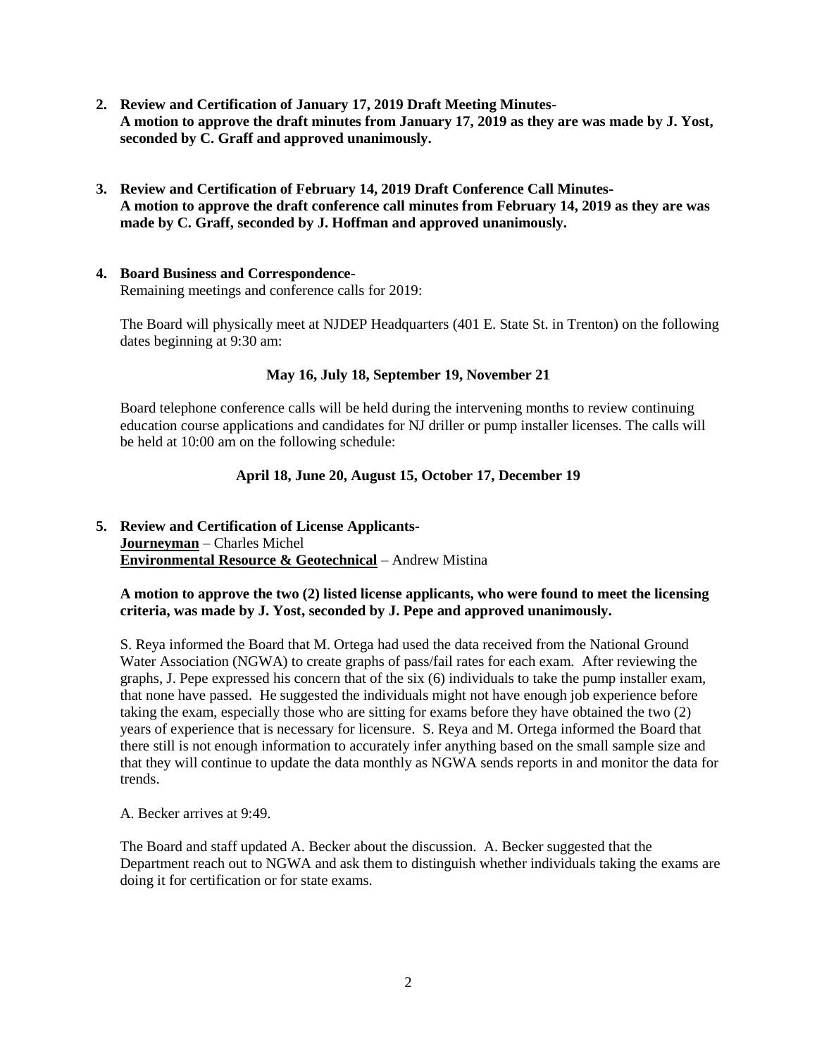**2. Review and Certification of January 17, 2019 Draft Meeting Minutes-**
**A motion to approve the draft minutes from January 17, 2019 as they are was made by J. Yost, seconded by C. Graff and approved unanimously.**

**3. Review and Certification of February 14, 2019 Draft Conference Call Minutes-**
**A motion to approve the draft conference call minutes from February 14, 2019 as they are was made by C. Graff, seconded by J. Hoffman and approved unanimously.**

**4. Board Business and Correspondence-**
Remaining meetings and conference calls for 2019:

The Board will physically meet at NJDEP Headquarters (401 E. State St. in Trenton) on the following dates beginning at 9:30 am:

**May 16, July 18, September 19, November 21**

Board telephone conference calls will be held during the intervening months to review continuing education course applications and candidates for NJ driller or pump installer licenses. The calls will be held at 10:00 am on the following schedule:

**April 18, June 20, August 15, October 17, December 19**

**5. Review and Certification of License Applicants-**
**Journeyman** – Charles Michel
**Environmental Resource & Geotechnical** – Andrew Mistina

**A motion to approve the two (2) listed license applicants, who were found to meet the licensing criteria, was made by J. Yost, seconded by J. Pepe and approved unanimously.**

S. Reya informed the Board that M. Ortega had used the data received from the National Ground Water Association (NGWA) to create graphs of pass/fail rates for each exam. After reviewing the graphs, J. Pepe expressed his concern that of the six (6) individuals to take the pump installer exam, that none have passed. He suggested the individuals might not have enough job experience before taking the exam, especially those who are sitting for exams before they have obtained the two (2) years of experience that is necessary for licensure. S. Reya and M. Ortega informed the Board that there still is not enough information to accurately infer anything based on the small sample size and that they will continue to update the data monthly as NGWA sends reports in and monitor the data for trends.

A. Becker arrives at 9:49.

The Board and staff updated A. Becker about the discussion. A. Becker suggested that the Department reach out to NGWA and ask them to distinguish whether individuals taking the exams are doing it for certification or for state exams.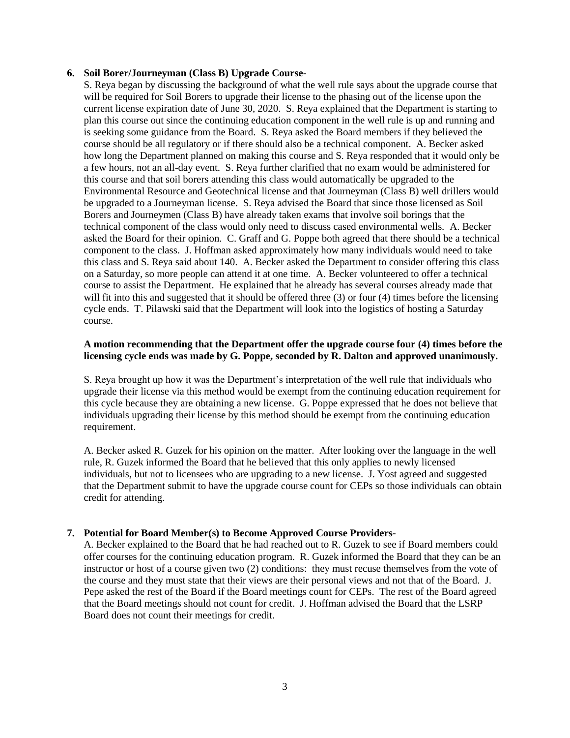**6. Soil Borer/Journeyman (Class B) Upgrade Course-**

S. Reya began by discussing the background of what the well rule says about the upgrade course that will be required for Soil Borers to upgrade their license to the phasing out of the license upon the current license expiration date of June 30, 2020. S. Reya explained that the Department is starting to plan this course out since the continuing education component in the well rule is up and running and is seeking some guidance from the Board. S. Reya asked the Board members if they believed the course should be all regulatory or if there should also be a technical component. A. Becker asked how long the Department planned on making this course and S. Reya responded that it would only be a few hours, not an all-day event. S. Reya further clarified that no exam would be administered for this course and that soil borers attending this class would automatically be upgraded to the Environmental Resource and Geotechnical license and that Journeyman (Class B) well drillers would be upgraded to a Journeyman license. S. Reya advised the Board that since those licensed as Soil Borers and Journeymen (Class B) have already taken exams that involve soil borings that the technical component of the class would only need to discuss cased environmental wells. A. Becker asked the Board for their opinion. C. Graff and G. Poppe both agreed that there should be a technical component to the class. J. Hoffman asked approximately how many individuals would need to take this class and S. Reya said about 140. A. Becker asked the Department to consider offering this class on a Saturday, so more people can attend it at one time. A. Becker volunteered to offer a technical course to assist the Department. He explained that he already has several courses already made that will fit into this and suggested that it should be offered three (3) or four (4) times before the licensing cycle ends. T. Pilawski said that the Department will look into the logistics of hosting a Saturday course.

**A motion recommending that the Department offer the upgrade course four (4) times before the licensing cycle ends was made by G. Poppe, seconded by R. Dalton and approved unanimously.**

S. Reya brought up how it was the Department's interpretation of the well rule that individuals who upgrade their license via this method would be exempt from the continuing education requirement for this cycle because they are obtaining a new license. G. Poppe expressed that he does not believe that individuals upgrading their license by this method should be exempt from the continuing education requirement.

A. Becker asked R. Guzek for his opinion on the matter. After looking over the language in the well rule, R. Guzek informed the Board that he believed that this only applies to newly licensed individuals, but not to licensees who are upgrading to a new license. J. Yost agreed and suggested that the Department submit to have the upgrade course count for CEPs so those individuals can obtain credit for attending.

**7. Potential for Board Member(s) to Become Approved Course Providers-**

A. Becker explained to the Board that he had reached out to R. Guzek to see if Board members could offer courses for the continuing education program. R. Guzek informed the Board that they can be an instructor or host of a course given two (2) conditions: they must recuse themselves from the vote of the course and they must state that their views are their personal views and not that of the Board. J. Pepe asked the rest of the Board if the Board meetings count for CEPs. The rest of the Board agreed that the Board meetings should not count for credit. J. Hoffman advised the Board that the LSRP Board does not count their meetings for credit.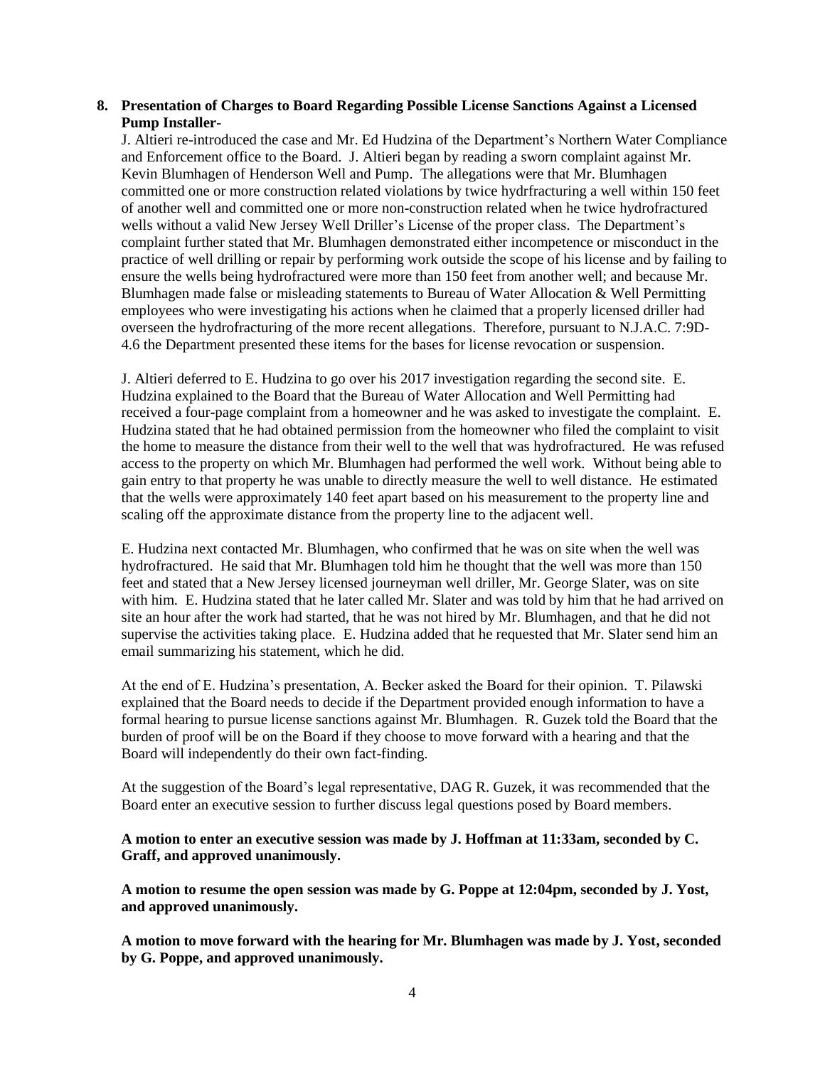**8. Presentation of Charges to Board Regarding Possible License Sanctions Against a Licensed Pump Installer-**

J. Altieri re-introduced the case and Mr. Ed Hudzina of the Department's Northern Water Compliance and Enforcement office to the Board. J. Altieri began by reading a sworn complaint against Mr. Kevin Blumhagen of Henderson Well and Pump. The allegations were that Mr. Blumhagen committed one or more construction related violations by twice hydrfracturing a well within 150 feet of another well and committed one or more non-construction related when he twice hydrofractured wells without a valid New Jersey Well Driller's License of the proper class. The Department's complaint further stated that Mr. Blumhagen demonstrated either incompetence or misconduct in the practice of well drilling or repair by performing work outside the scope of his license and by failing to ensure the wells being hydrofractured were more than 150 feet from another well; and because Mr. Blumhagen made false or misleading statements to Bureau of Water Allocation & Well Permitting employees who were investigating his actions when he claimed that a properly licensed driller had overseen the hydrofracturing of the more recent allegations. Therefore, pursuant to N.J.A.C. 7:9D-4.6 the Department presented these items for the bases for license revocation or suspension.

J. Altieri deferred to E. Hudzina to go over his 2017 investigation regarding the second site. E. Hudzina explained to the Board that the Bureau of Water Allocation and Well Permitting had received a four-page complaint from a homeowner and he was asked to investigate the complaint. E. Hudzina stated that he had obtained permission from the homeowner who filed the complaint to visit the home to measure the distance from their well to the well that was hydrofractured. He was refused access to the property on which Mr. Blumhagen had performed the well work. Without being able to gain entry to that property he was unable to directly measure the well to well distance. He estimated that the wells were approximately 140 feet apart based on his measurement to the property line and scaling off the approximate distance from the property line to the adjacent well.

E. Hudzina next contacted Mr. Blumhagen, who confirmed that he was on site when the well was hydrofractured. He said that Mr. Blumhagen told him he thought that the well was more than 150 feet and stated that a New Jersey licensed journeyman well driller, Mr. George Slater, was on site with him. E. Hudzina stated that he later called Mr. Slater and was told by him that he had arrived on site an hour after the work had started, that he was not hired by Mr. Blumhagen, and that he did not supervise the activities taking place. E. Hudzina added that he requested that Mr. Slater send him an email summarizing his statement, which he did.

At the end of E. Hudzina's presentation, A. Becker asked the Board for their opinion. T. Pilawski explained that the Board needs to decide if the Department provided enough information to have a formal hearing to pursue license sanctions against Mr. Blumhagen. R. Guzek told the Board that the burden of proof will be on the Board if they choose to move forward with a hearing and that the Board will independently do their own fact-finding.

At the suggestion of the Board's legal representative, DAG R. Guzek, it was recommended that the Board enter an executive session to further discuss legal questions posed by Board members.

**A motion to enter an executive session was made by J. Hoffman at 11:33am, seconded by C. Graff, and approved unanimously.**

**A motion to resume the open session was made by G. Poppe at 12:04pm, seconded by J. Yost, and approved unanimously.**

**A motion to move forward with the hearing for Mr. Blumhagen was made by J. Yost, seconded by G. Poppe, and approved unanimously.**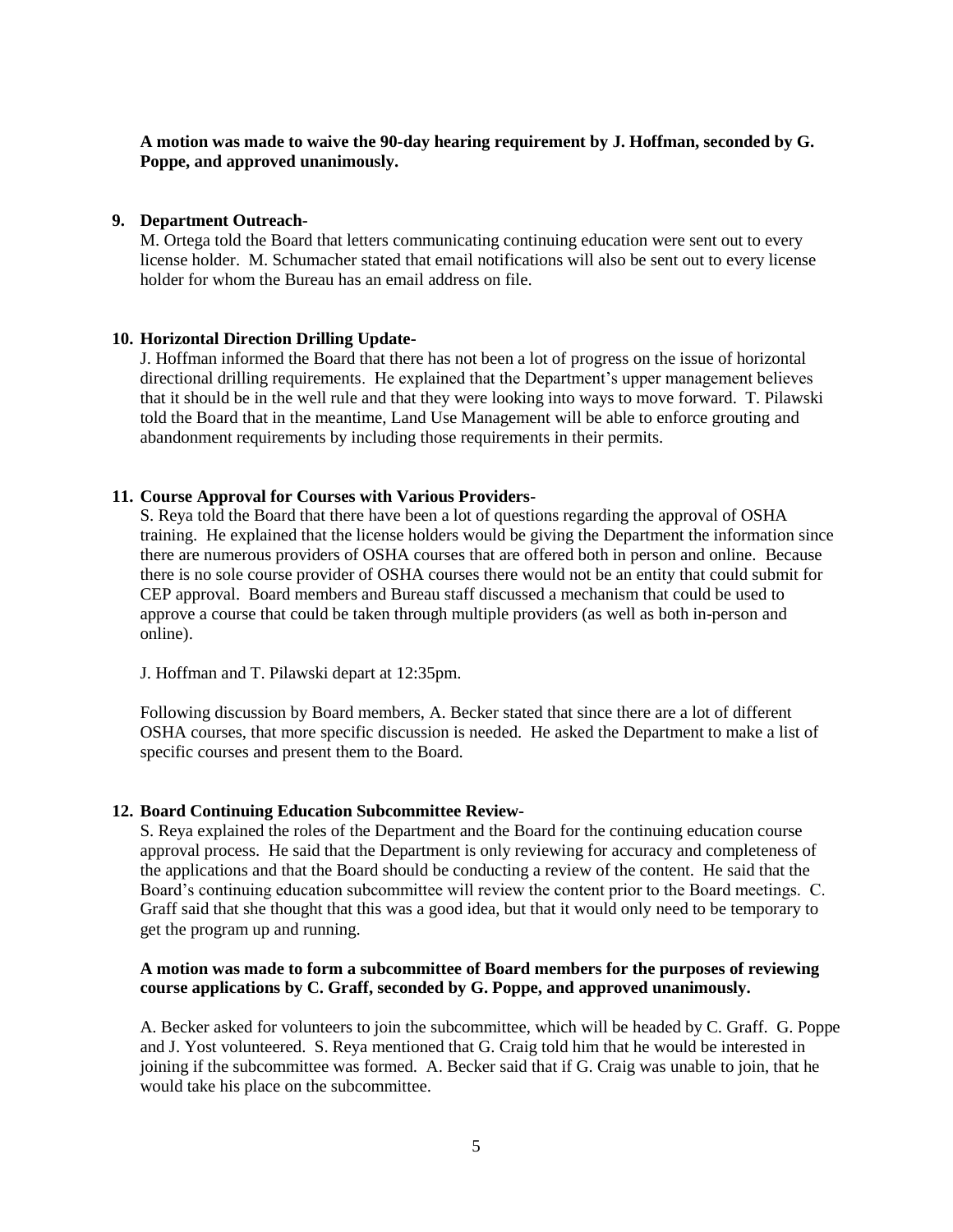**A motion was made to waive the 90-day hearing requirement by J. Hoffman, seconded by G. Poppe, and approved unanimously.**

9. **Department Outreach-**
   M. Ortega told the Board that letters communicating continuing education were sent out to every license holder. M. Schumacher stated that email notifications will also be sent out to every license holder for whom the Bureau has an email address on file.

10. **Horizontal Direction Drilling Update-**
    J. Hoffman informed the Board that there has not been a lot of progress on the issue of horizontal directional drilling requirements. He explained that the Department's upper management believes that it should be in the well rule and that they were looking into ways to move forward. T. Pilawski told the Board that in the meantime, Land Use Management will be able to enforce grouting and abandonment requirements by including those requirements in their permits.

11. **Course Approval for Courses with Various Providers-**
    S. Reya told the Board that there have been a lot of questions regarding the approval of OSHA training. He explained that the license holders would be giving the Department the information since there are numerous providers of OSHA courses that are offered both in person and online. Because there is no sole course provider of OSHA courses there would not be an entity that could submit for CEP approval. Board members and Bureau staff discussed a mechanism that could be used to approve a course that could be taken through multiple providers (as well as both in-person and online).

    J. Hoffman and T. Pilawski depart at 12:35pm.

    Following discussion by Board members, A. Becker stated that since there are a lot of different OSHA courses, that more specific discussion is needed. He asked the Department to make a list of specific courses and present them to the Board.

12. **Board Continuing Education Subcommittee Review-**
    S. Reya explained the roles of the Department and the Board for the continuing education course approval process. He said that the Department is only reviewing for accuracy and completeness of the applications and that the Board should be conducting a review of the content. He said that the Board's continuing education subcommittee will review the content prior to the Board meetings. C. Graff said that she thought that this was a good idea, but that it would only need to be temporary to get the program up and running.

    **A motion was made to form a subcommittee of Board members for the purposes of reviewing course applications by C. Graff, seconded by G. Poppe, and approved unanimously.**

    A. Becker asked for volunteers to join the subcommittee, which will be headed by C. Graff. G. Poppe and J. Yost volunteered. S. Reya mentioned that G. Craig told him that he would be interested in joining if the subcommittee was formed. A. Becker said that if G. Craig was unable to join, that he would take his place on the subcommittee.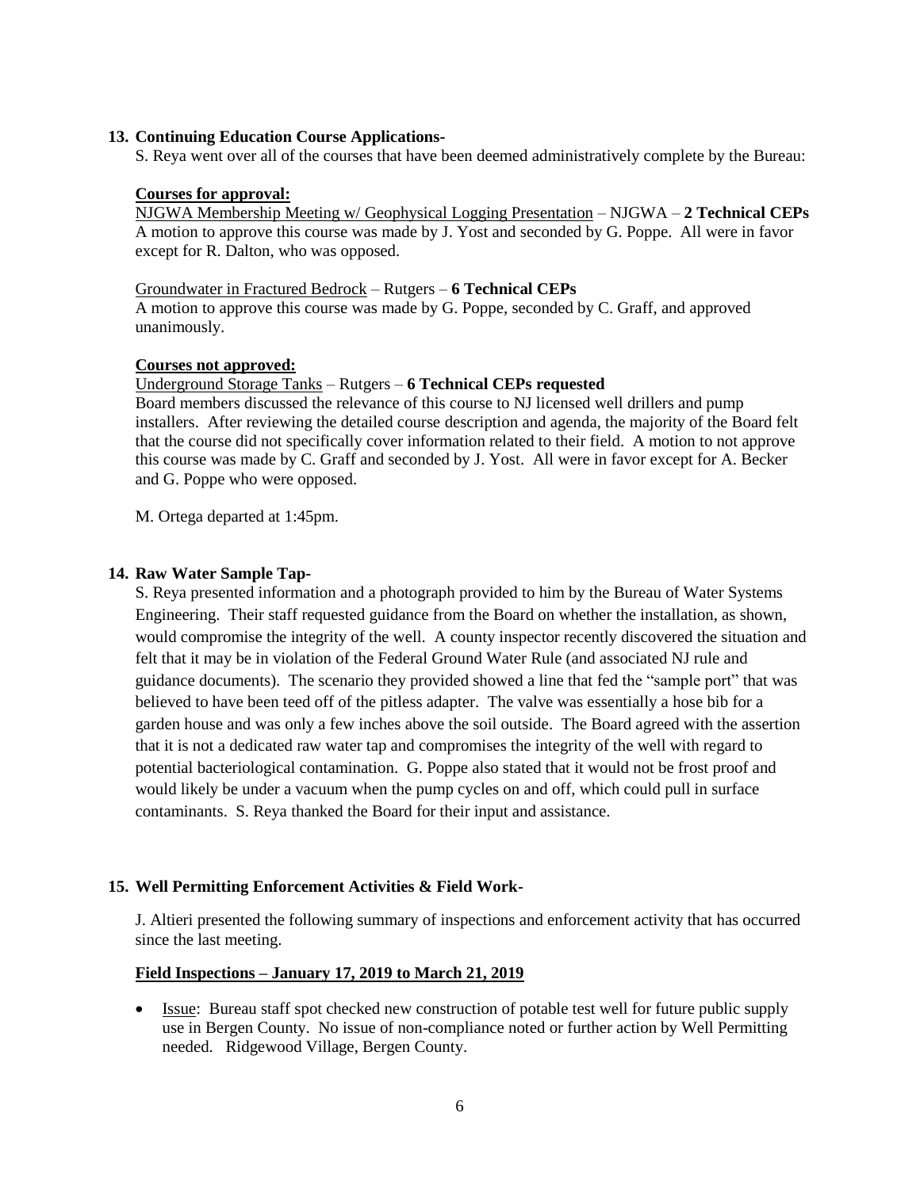**13. Continuing Education Course Applications-**

S. Reya went over all of the courses that have been deemed administratively complete by the Bureau:

**Courses for approval:**

NJGWA Membership Meeting w/ Geophysical Logging Presentation – NJGWA – **2 Technical CEPs**
A motion to approve this course was made by J. Yost and seconded by G. Poppe. All were in favor except for R. Dalton, who was opposed.

Groundwater in Fractured Bedrock – Rutgers – **6 Technical CEPs**
A motion to approve this course was made by G. Poppe, seconded by C. Graff, and approved unanimously.

**Courses not approved:**

Underground Storage Tanks – Rutgers – **6 Technical CEPs requested**
Board members discussed the relevance of this course to NJ licensed well drillers and pump installers. After reviewing the detailed course description and agenda, the majority of the Board felt that the course did not specifically cover information related to their field. A motion to not approve this course was made by C. Graff and seconded by J. Yost. All were in favor except for A. Becker and G. Poppe who were opposed.

M. Ortega departed at 1:45pm.

**14. Raw Water Sample Tap-**

S. Reya presented information and a photograph provided to him by the Bureau of Water Systems Engineering. Their staff requested guidance from the Board on whether the installation, as shown, would compromise the integrity of the well. A county inspector recently discovered the situation and felt that it may be in violation of the Federal Ground Water Rule (and associated NJ rule and guidance documents). The scenario they provided showed a line that fed the "sample port" that was believed to have been teed off of the pitless adapter. The valve was essentially a hose bib for a garden house and was only a few inches above the soil outside. The Board agreed with the assertion that it is not a dedicated raw water tap and compromises the integrity of the well with regard to potential bacteriological contamination. G. Poppe also stated that it would not be frost proof and would likely be under a vacuum when the pump cycles on and off, which could pull in surface contaminants. S. Reya thanked the Board for their input and assistance.

**15. Well Permitting Enforcement Activities & Field Work-**

J. Altieri presented the following summary of inspections and enforcement activity that has occurred since the last meeting.

**Field Inspections – January 17, 2019 to March 21, 2019**

- Issue: Bureau staff spot checked new construction of potable test well for future public supply use in Bergen County. No issue of non-compliance noted or further action by Well Permitting needed. Ridgewood Village, Bergen County.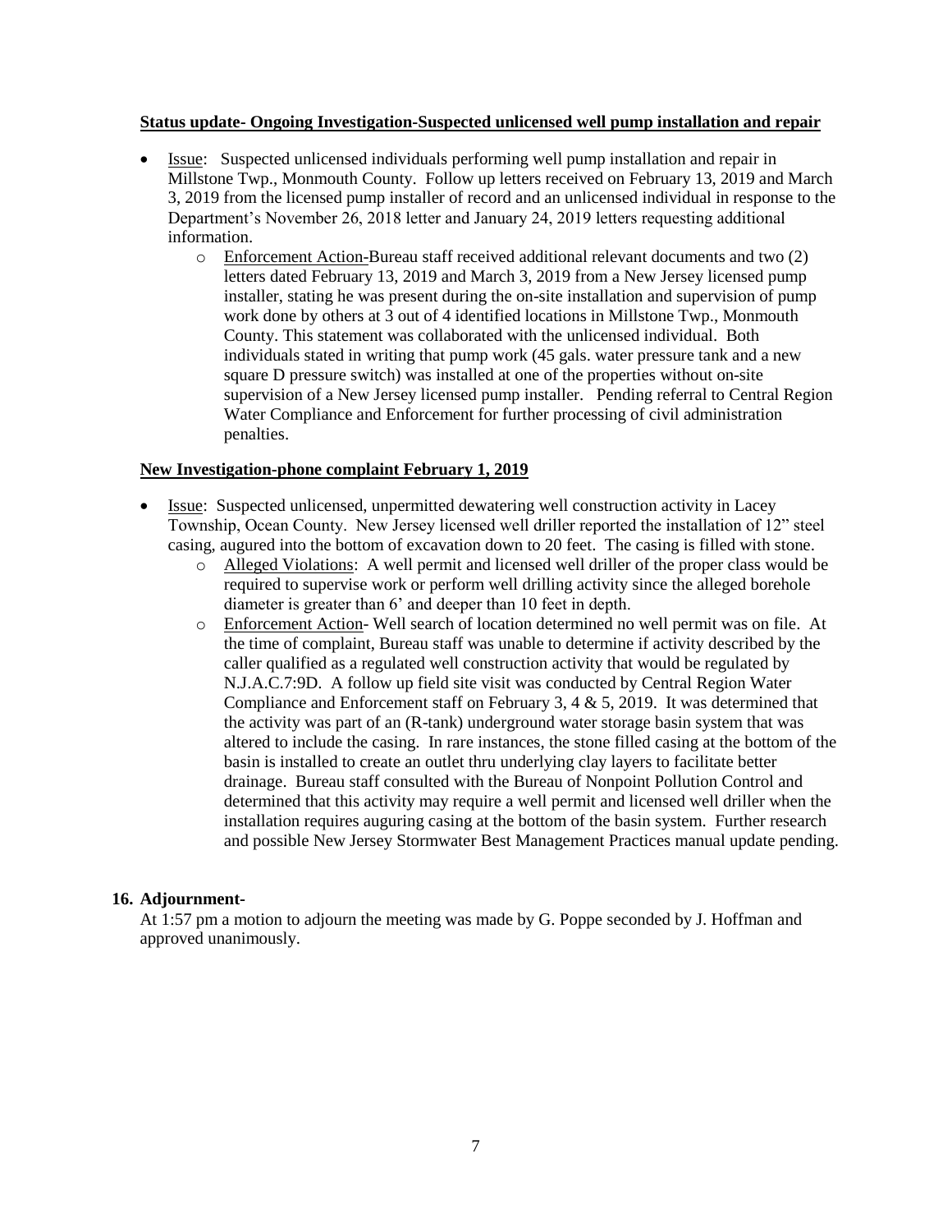**Status update- Ongoing Investigation-Suspected unlicensed well pump installation and repair**

- Issue: Suspected unlicensed individuals performing well pump installation and repair in Millstone Twp., Monmouth County. Follow up letters received on February 13, 2019 and March 3, 2019 from the licensed pump installer of record and an unlicensed individual in response to the Department's November 26, 2018 letter and January 24, 2019 letters requesting additional information.
  - Enforcement Action-Bureau staff received additional relevant documents and two (2) letters dated February 13, 2019 and March 3, 2019 from a New Jersey licensed pump installer, stating he was present during the on-site installation and supervision of pump work done by others at 3 out of 4 identified locations in Millstone Twp., Monmouth County. This statement was collaborated with the unlicensed individual. Both individuals stated in writing that pump work (45 gals. water pressure tank and a new square D pressure switch) was installed at one of the properties without on-site supervision of a New Jersey licensed pump installer. Pending referral to Central Region Water Compliance and Enforcement for further processing of civil administration penalties.

**New Investigation-phone complaint February 1, 2019**

- Issue: Suspected unlicensed, unpermitted dewatering well construction activity in Lacey Township, Ocean County. New Jersey licensed well driller reported the installation of 12" steel casing, augured into the bottom of excavation down to 20 feet. The casing is filled with stone.
  - Alleged Violations: A well permit and licensed well driller of the proper class would be required to supervise work or perform well drilling activity since the alleged borehole diameter is greater than 6' and deeper than 10 feet in depth.
  - Enforcement Action- Well search of location determined no well permit was on file. At the time of complaint, Bureau staff was unable to determine if activity described by the caller qualified as a regulated well construction activity that would be regulated by N.J.A.C.7:9D. A follow up field site visit was conducted by Central Region Water Compliance and Enforcement staff on February 3, 4 & 5, 2019. It was determined that the activity was part of an (R-tank) underground water storage basin system that was altered to include the casing. In rare instances, the stone filled casing at the bottom of the basin is installed to create an outlet thru underlying clay layers to facilitate better drainage. Bureau staff consulted with the Bureau of Nonpoint Pollution Control and determined that this activity may require a well permit and licensed well driller when the installation requires auguring casing at the bottom of the basin system. Further research and possible New Jersey Stormwater Best Management Practices manual update pending.

**16. Adjournment-**

At 1:57 pm a motion to adjourn the meeting was made by G. Poppe seconded by J. Hoffman and approved unanimously.